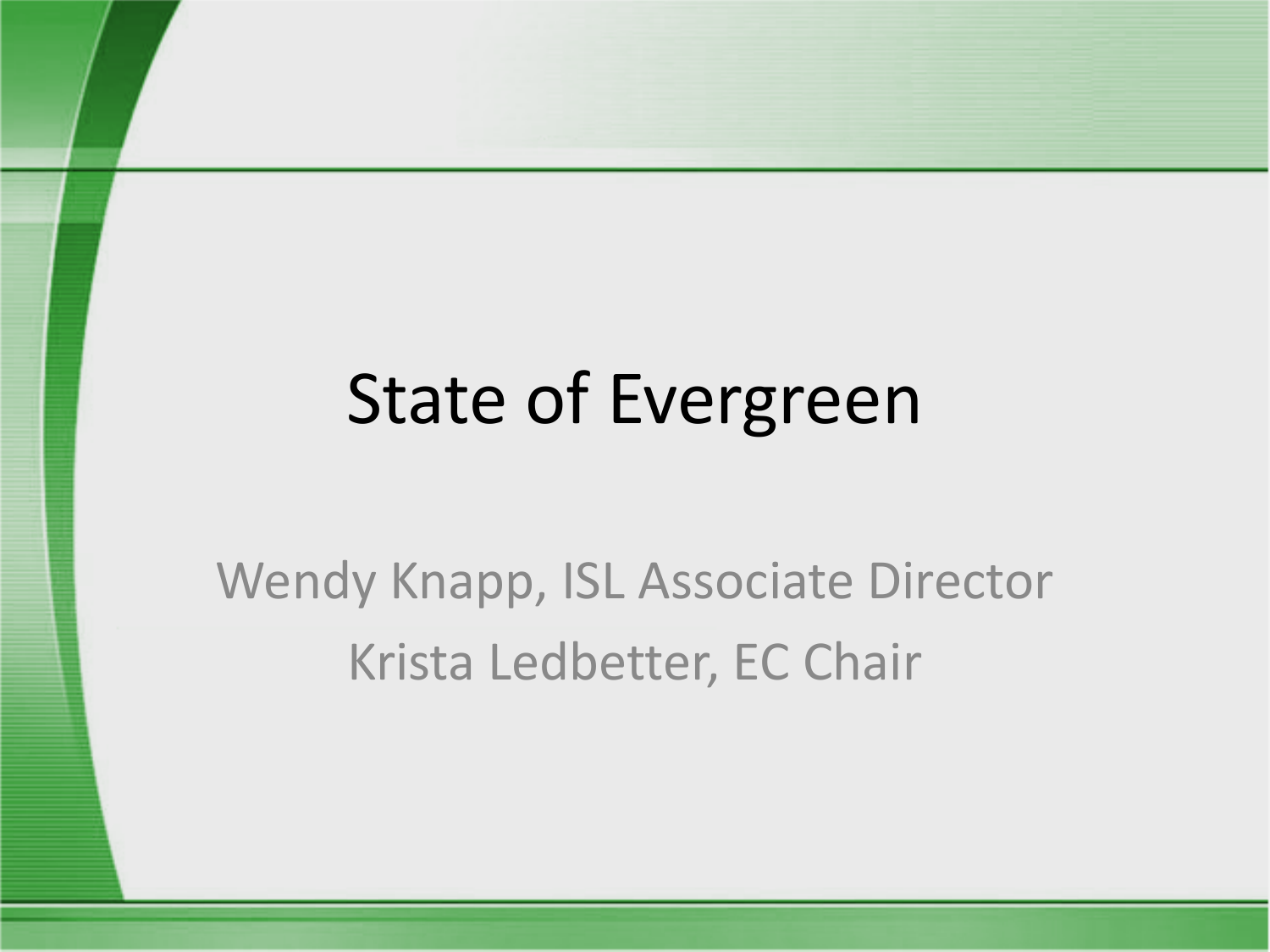# State of Evergreen

Wendy Knapp, ISL Associate Director

Krista Ledbetter, EC Chair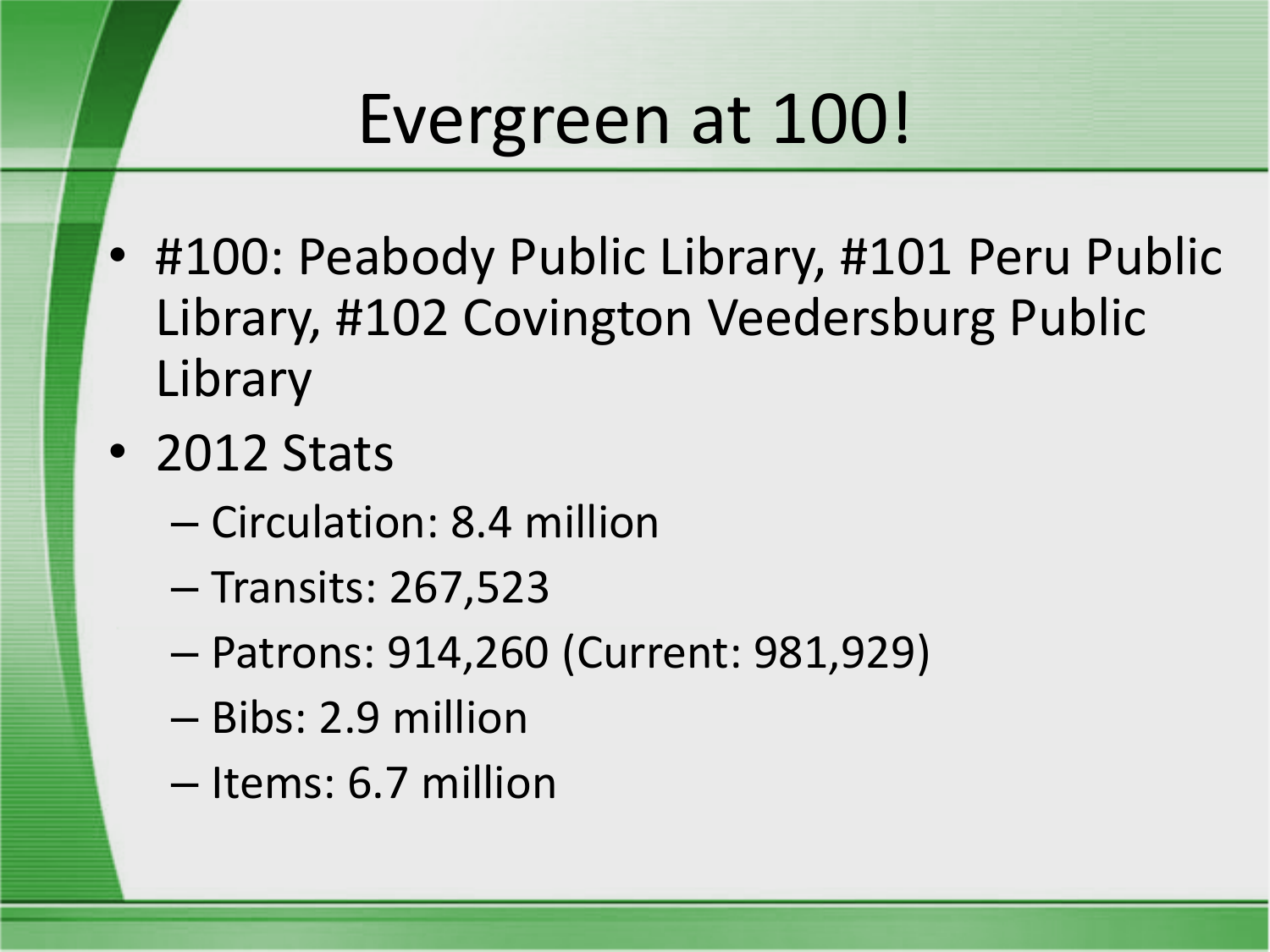# Evergreen at 100!

- #100: Peabody Public Library, #101 Peru Public Library, #102 Covington Veedersburg Public Library
- 2012 Stats
  - Circulation: 8.4 million
  - Transits: 267,523
  - Patrons: 914,260 (Current: 981,929)
  - Bibs: 2.9 million
  - Items: 6.7 million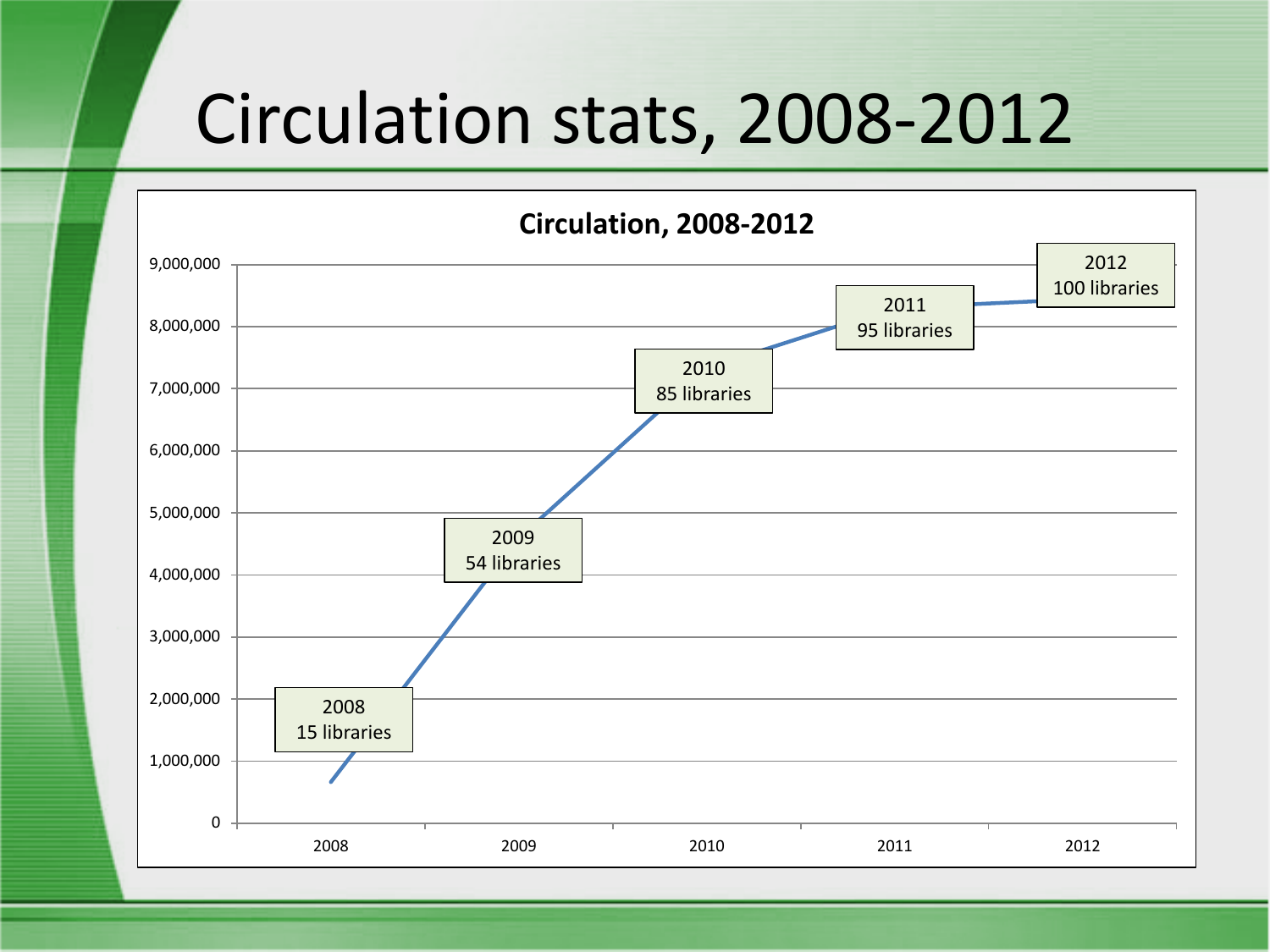# Circulation stats, 2008-2012

**Circulation, 2008-2012**

| Year | Libraries |
|---|---|
| 2008 | 15 libraries |
| 2009 | 54 libraries |
| 2010 | 85 libraries |
| 2011 | 95 libraries |
| 2012 | 100 libraries |

Y-axis: 0; 1,000,000; 2,000,000; 3,000,000; 4,000,000; 5,000,000; 6,000,000; 7,000,000; 8,000,000; 9,000,000

X-axis: 2008; 2009; 2010; 2011; 2012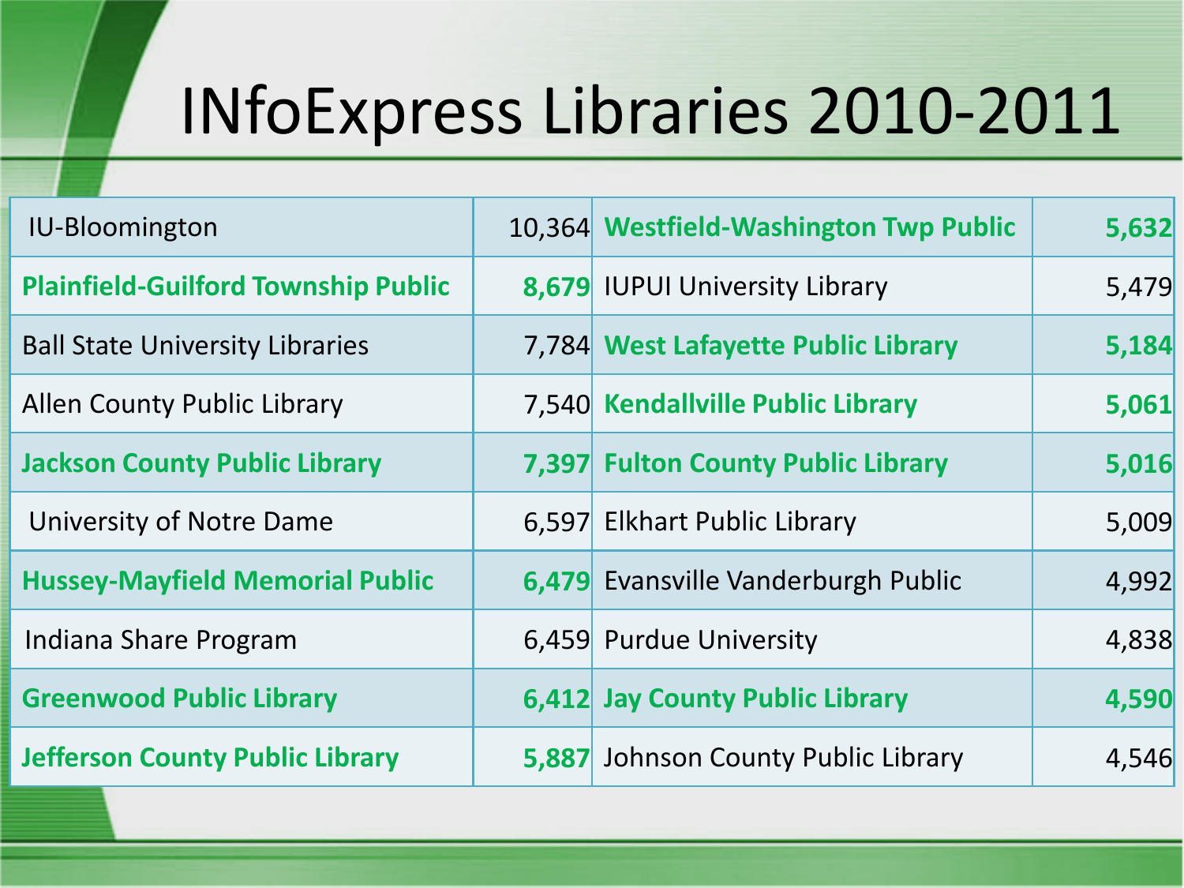# INfoExpress Libraries 2010-2011

| | | | |
|---|---|---|---|
| IU-Bloomington | 10,364 | **Westfield-Washington Twp Public** | **5,632** |
| **Plainfield-Guilford Township Public** | **8,679** | IUPUI University Library | 5,479 |
| Ball State University Libraries | 7,784 | **West Lafayette Public Library** | **5,184** |
| Allen County Public Library | 7,540 | **Kendallville Public Library** | **5,061** |
| **Jackson County Public Library** | **7,397** | **Fulton County Public Library** | **5,016** |
| University of Notre Dame | 6,597 | Elkhart Public Library | 5,009 |
| **Hussey-Mayfield Memorial Public** | **6,479** | Evansville Vanderburgh Public | 4,992 |
| Indiana Share Program | 6,459 | Purdue University | 4,838 |
| **Greenwood Public Library** | **6,412** | **Jay County Public Library** | **4,590** |
| **Jefferson County Public Library** | **5,887** | Johnson County Public Library | 4,546 |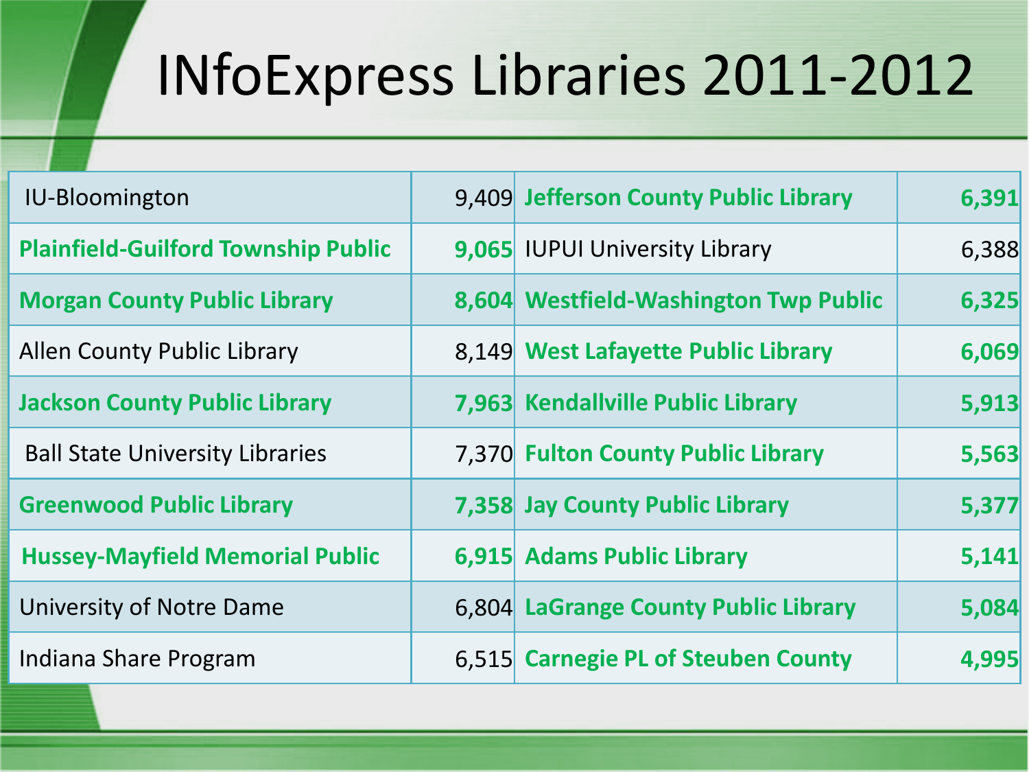# INfoExpress Libraries 2011-2012

| | | | |
|---|---|---|---|
| IU-Bloomington | 9,409 | **Jefferson County Public Library** | **6,391** |
| **Plainfield-Guilford Township Public** | **9,065** | IUPUI University Library | 6,388 |
| **Morgan County Public Library** | **8,604** | **Westfield-Washington Twp Public** | **6,325** |
| Allen County Public Library | 8,149 | **West Lafayette Public Library** | **6,069** |
| **Jackson County Public Library** | **7,963** | **Kendallville Public Library** | **5,913** |
| Ball State University Libraries | 7,370 | **Fulton County Public Library** | **5,563** |
| **Greenwood Public Library** | **7,358** | **Jay County Public Library** | **5,377** |
| **Hussey-Mayfield Memorial Public** | **6,915** | **Adams Public Library** | **5,141** |
| University of Notre Dame | 6,804 | **LaGrange County Public Library** | **5,084** |
| Indiana Share Program | 6,515 | **Carnegie PL of Steuben County** | **4,995** |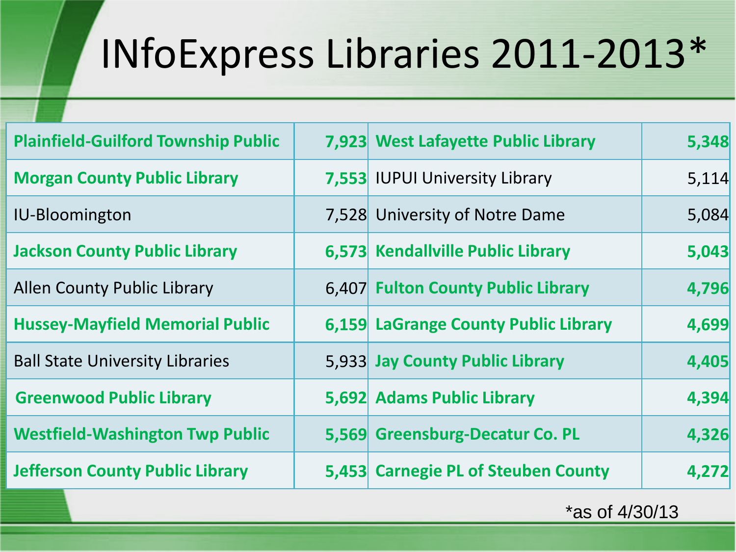# INfoExpress Libraries 2011-2013*

| | | | |
|---|---|---|---|
| **Plainfield-Guilford Township Public** | **7,923** | **West Lafayette Public Library** | **5,348** |
| **Morgan County Public Library** | **7,553** | IUPUI University Library | 5,114 |
| IU-Bloomington | 7,528 | University of Notre Dame | 5,084 |
| **Jackson County Public Library** | **6,573** | **Kendallville Public Library** | **5,043** |
| Allen County Public Library | 6,407 | **Fulton County Public Library** | **4,796** |
| **Hussey-Mayfield Memorial Public** | **6,159** | **LaGrange County Public Library** | **4,699** |
| Ball State University Libraries | 5,933 | **Jay County Public Library** | **4,405** |
| **Greenwood Public Library** | **5,692** | **Adams Public Library** | **4,394** |
| **Westfield-Washington Twp Public** | **5,569** | **Greensburg-Decatur Co. PL** | **4,326** |
| **Jefferson County Public Library** | **5,453** | **Carnegie PL of Steuben County** | **4,272** |

*as of 4/30/13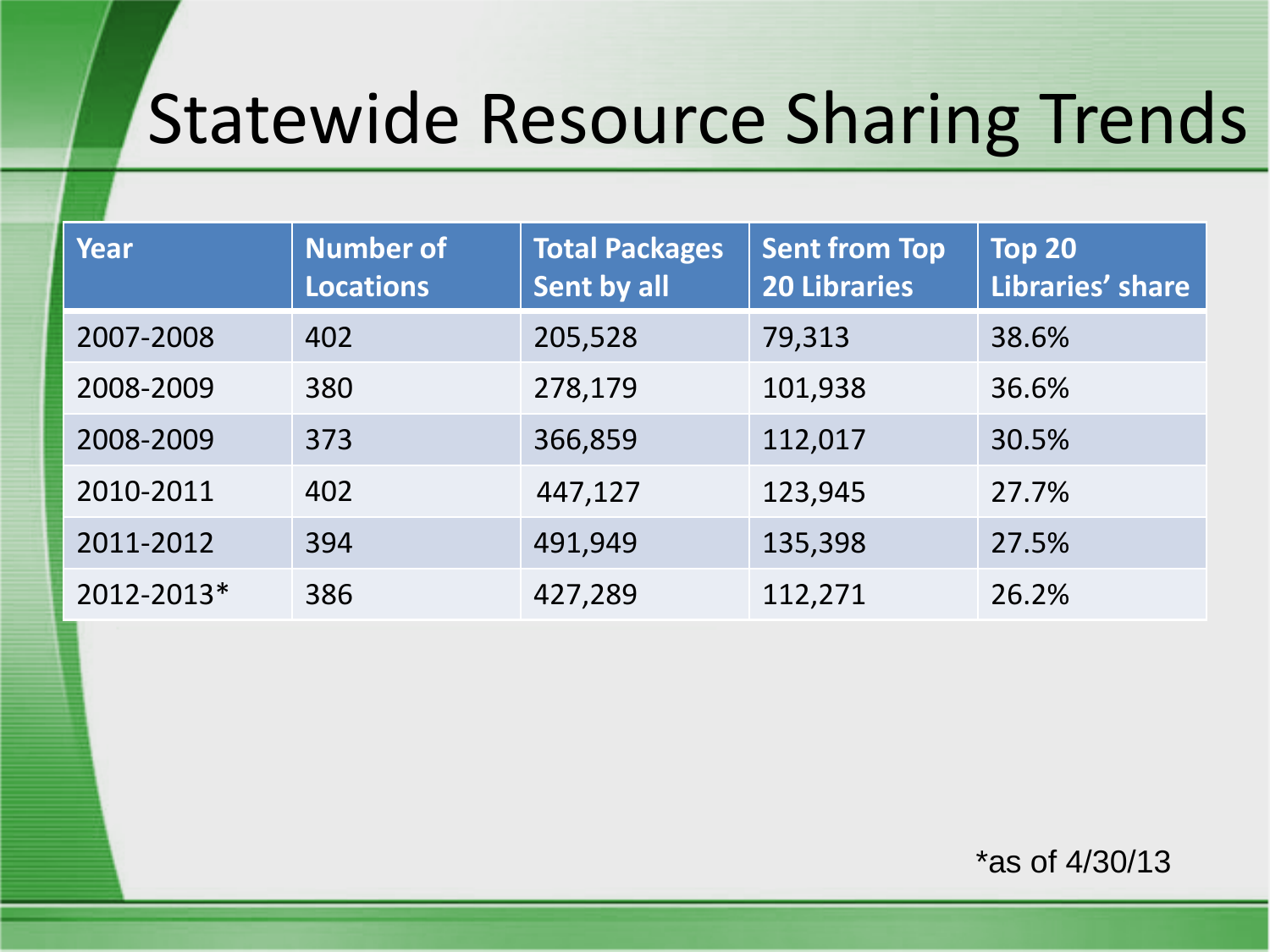# Statewide Resource Sharing Trends

| Year | Number of Locations | Total Packages Sent by all | Sent from Top 20 Libraries | Top 20 Libraries' share |
|---|---|---|---|---|
| 2007-2008 | 402 | 205,528 | 79,313 | 38.6% |
| 2008-2009 | 380 | 278,179 | 101,938 | 36.6% |
| 2008-2009 | 373 | 366,859 | 112,017 | 30.5% |
| 2010-2011 | 402 | 447,127 | 123,945 | 27.7% |
| 2011-2012 | 394 | 491,949 | 135,398 | 27.5% |
| 2012-2013* | 386 | 427,289 | 112,271 | 26.2% |

*as of 4/30/13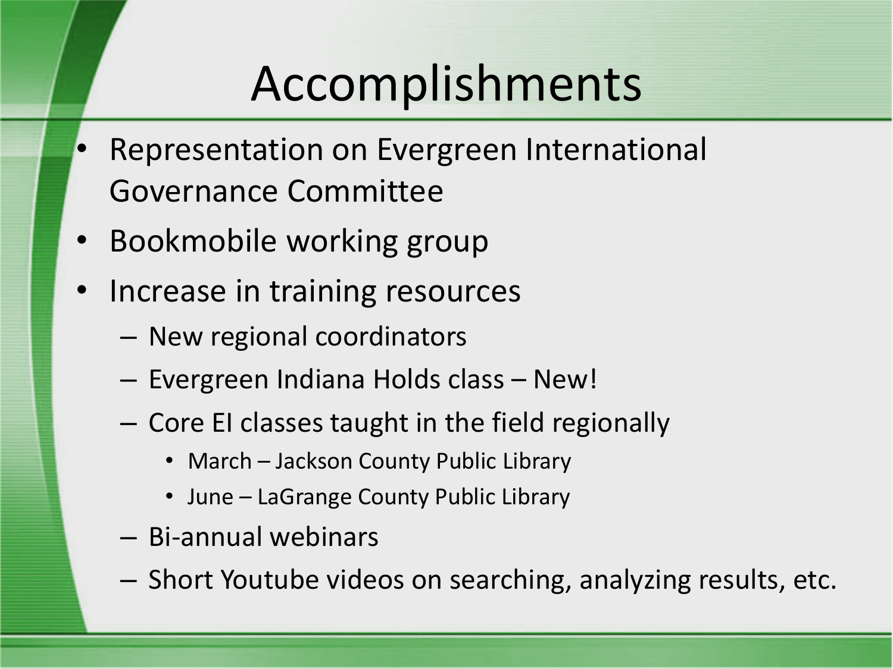# Accomplishments

- Representation on Evergreen International Governance Committee
- Bookmobile working group
- Increase in training resources
  - New regional coordinators
  - Evergreen Indiana Holds class – New!
  - Core EI classes taught in the field regionally
    - March – Jackson County Public Library
    - June – LaGrange County Public Library
  - Bi-annual webinars
  - Short Youtube videos on searching, analyzing results, etc.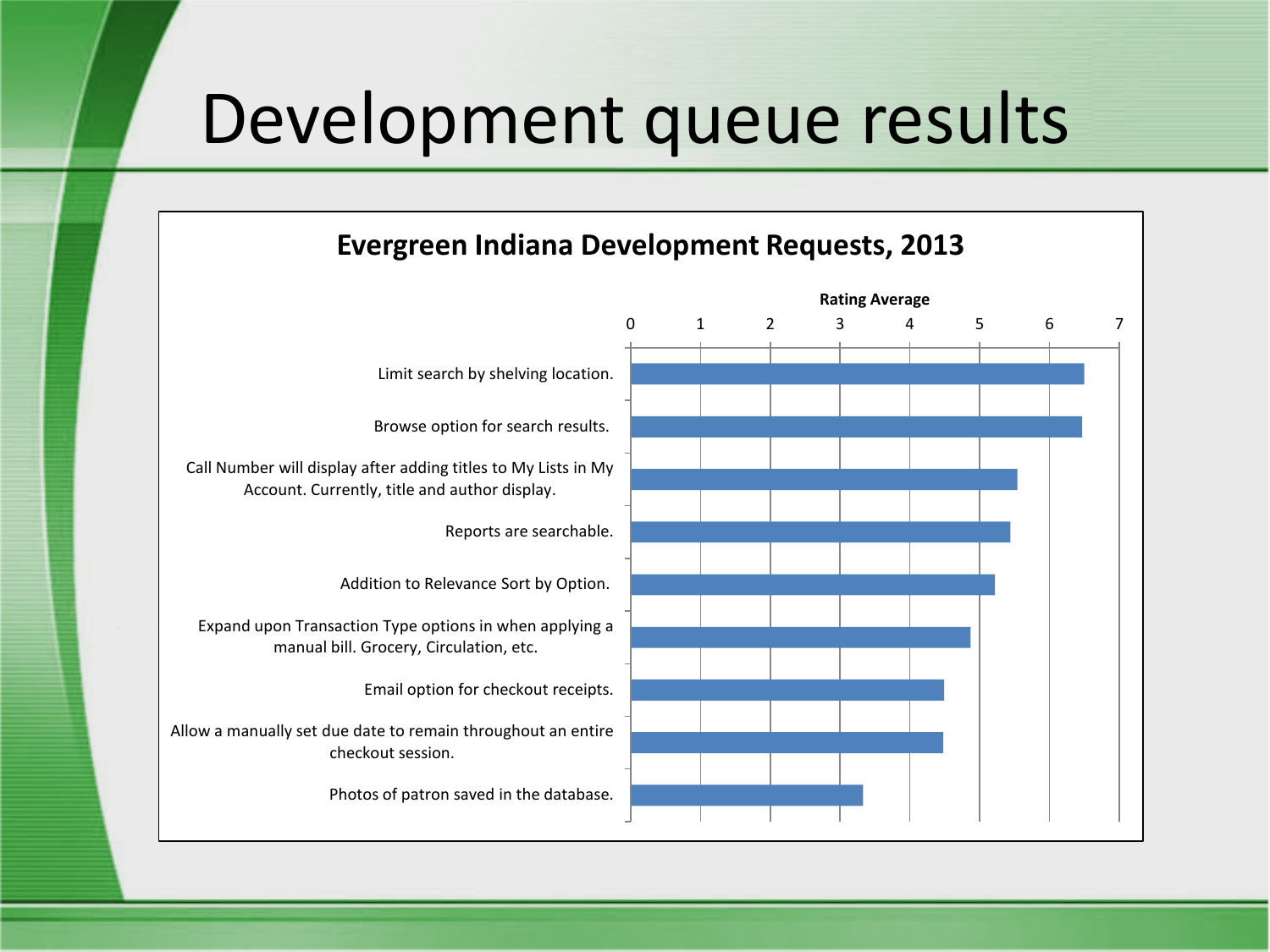# Development queue results

**Evergreen Indiana Development Requests, 2013**

Rating Average

| Request | Rating Average (approx.) |
| --- | --- |
| Limit search by shelving location. | 6.5 |
| Browse option for search results. | 6.47 |
| Call Number will display after adding titles to My Lists in My Account. Currently, title and author display. | 5.53 |
| Reports are searchable. | 5.43 |
| Addition to Relevance Sort by Option. | 5.21 |
| Expand upon Transaction Type options in when applying a manual bill. Grocery, Circulation, etc. | 4.86 |
| Email option for checkout receipts. | 4.48 |
| Allow a manually set due date to remain throughout an entire checkout session. | 4.47 |
| Photos of patron saved in the database. | 3.32 |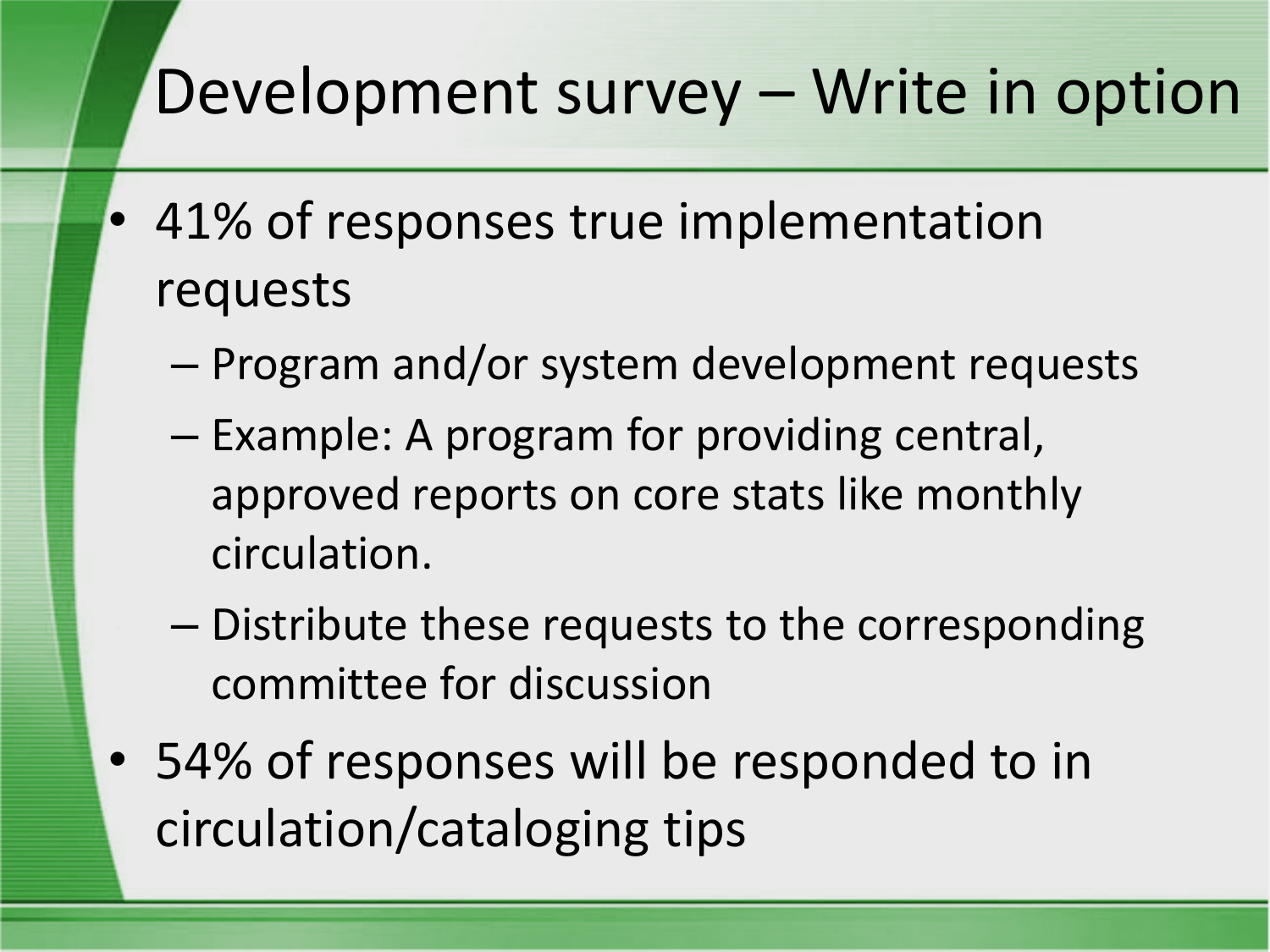# Development survey – Write in option

- 41% of responses true implementation requests
  - Program and/or system development requests
  - Example: A program for providing central, approved reports on core stats like monthly circulation.
  - Distribute these requests to the corresponding committee for discussion
- 54% of responses will be responded to in circulation/cataloging tips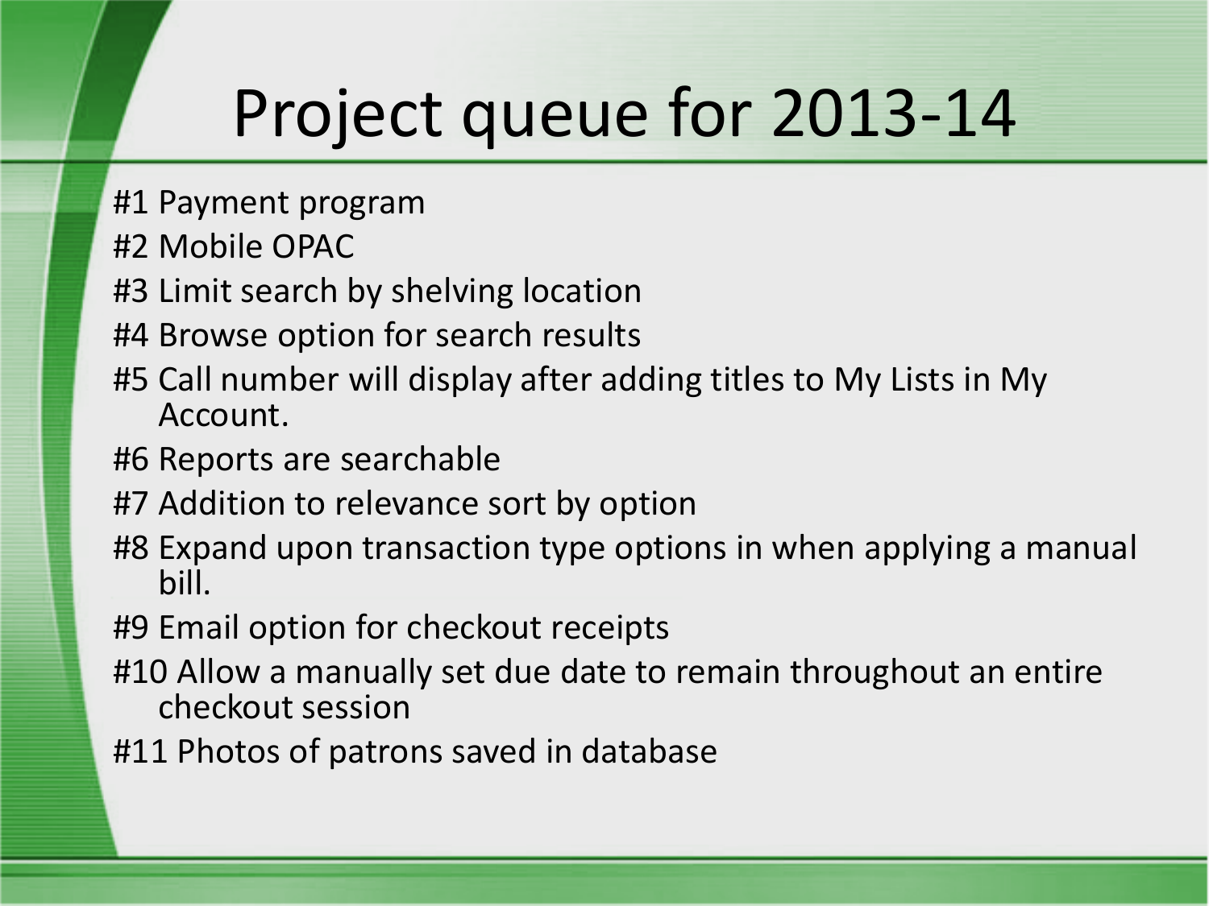# Project queue for 2013-14

#1 Payment program

#2 Mobile OPAC

#3 Limit search by shelving location

#4 Browse option for search results

#5 Call number will display after adding titles to My Lists in My Account.

#6 Reports are searchable

#7 Addition to relevance sort by option

#8 Expand upon transaction type options in when applying a manual bill.

#9 Email option for checkout receipts

#10 Allow a manually set due date to remain throughout an entire checkout session

#11 Photos of patrons saved in database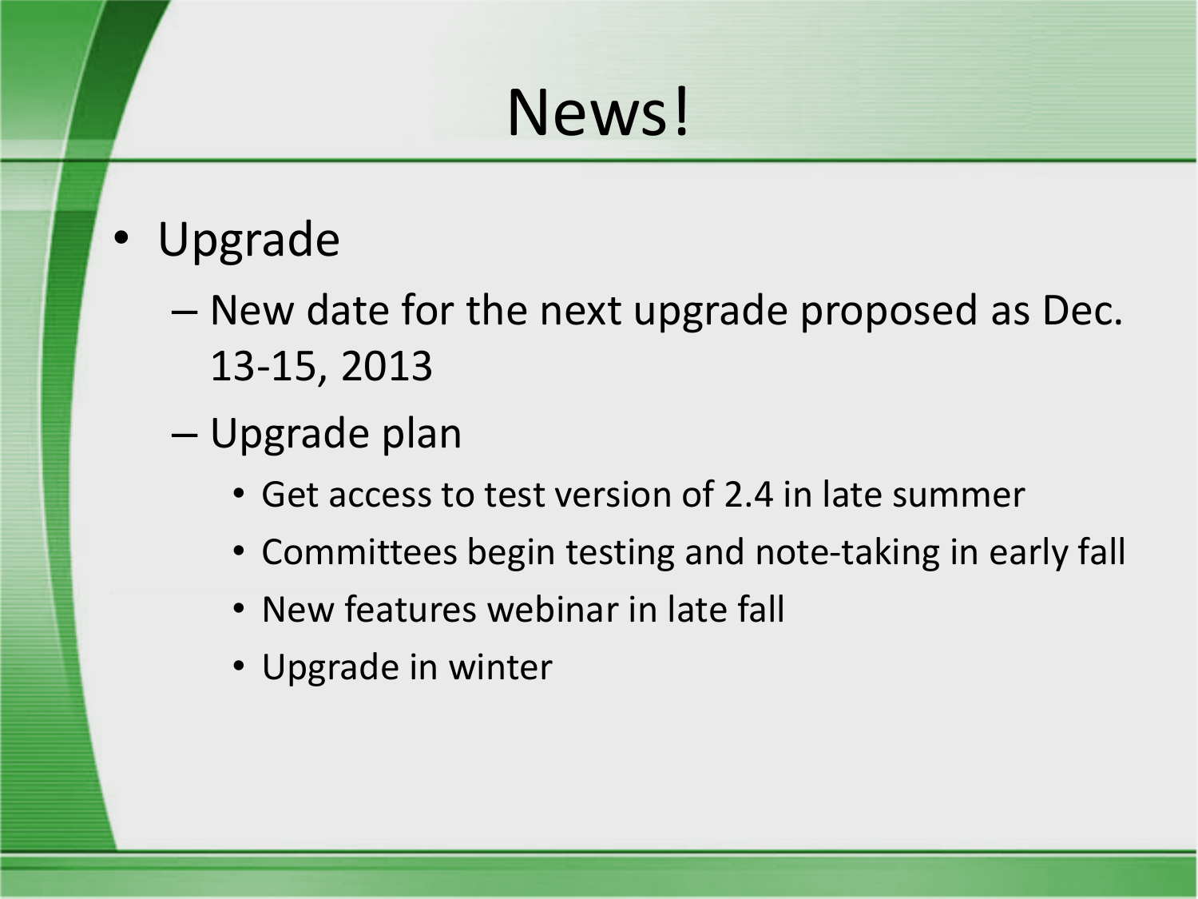# News!

- Upgrade
  - New date for the next upgrade proposed as Dec. 13-15, 2013
  - Upgrade plan
    - Get access to test version of 2.4 in late summer
    - Committees begin testing and note-taking in early fall
    - New features webinar in late fall
    - Upgrade in winter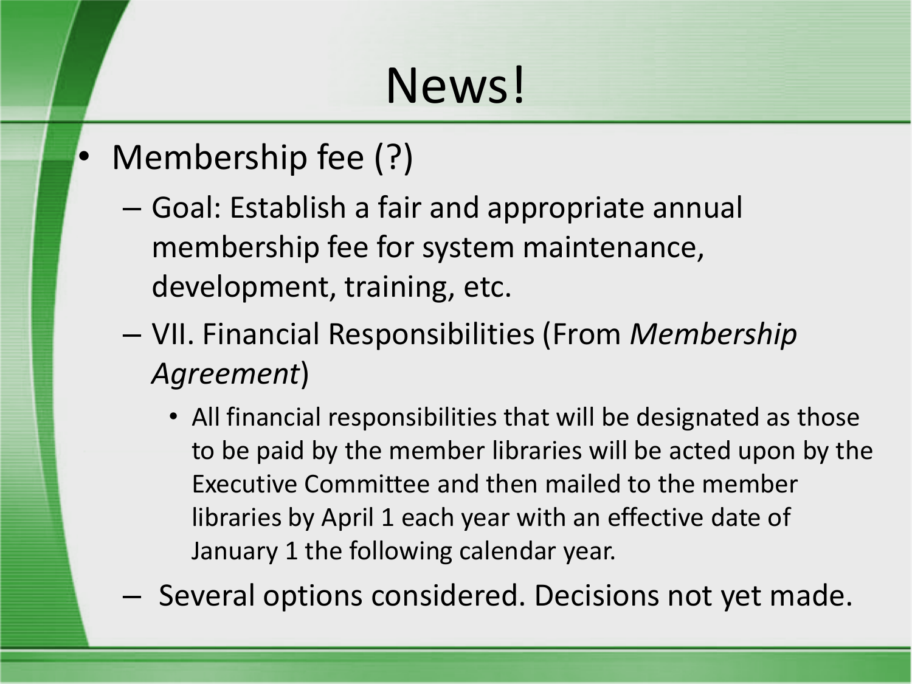# News!

- Membership fee (?)
  - Goal: Establish a fair and appropriate annual membership fee for system maintenance, development, training, etc.
  - VII. Financial Responsibilities (From *Membership Agreement*)
    - All financial responsibilities that will be designated as those to be paid by the member libraries will be acted upon by the Executive Committee and then mailed to the member libraries by April 1 each year with an effective date of January 1 the following calendar year.
  - Several options considered. Decisions not yet made.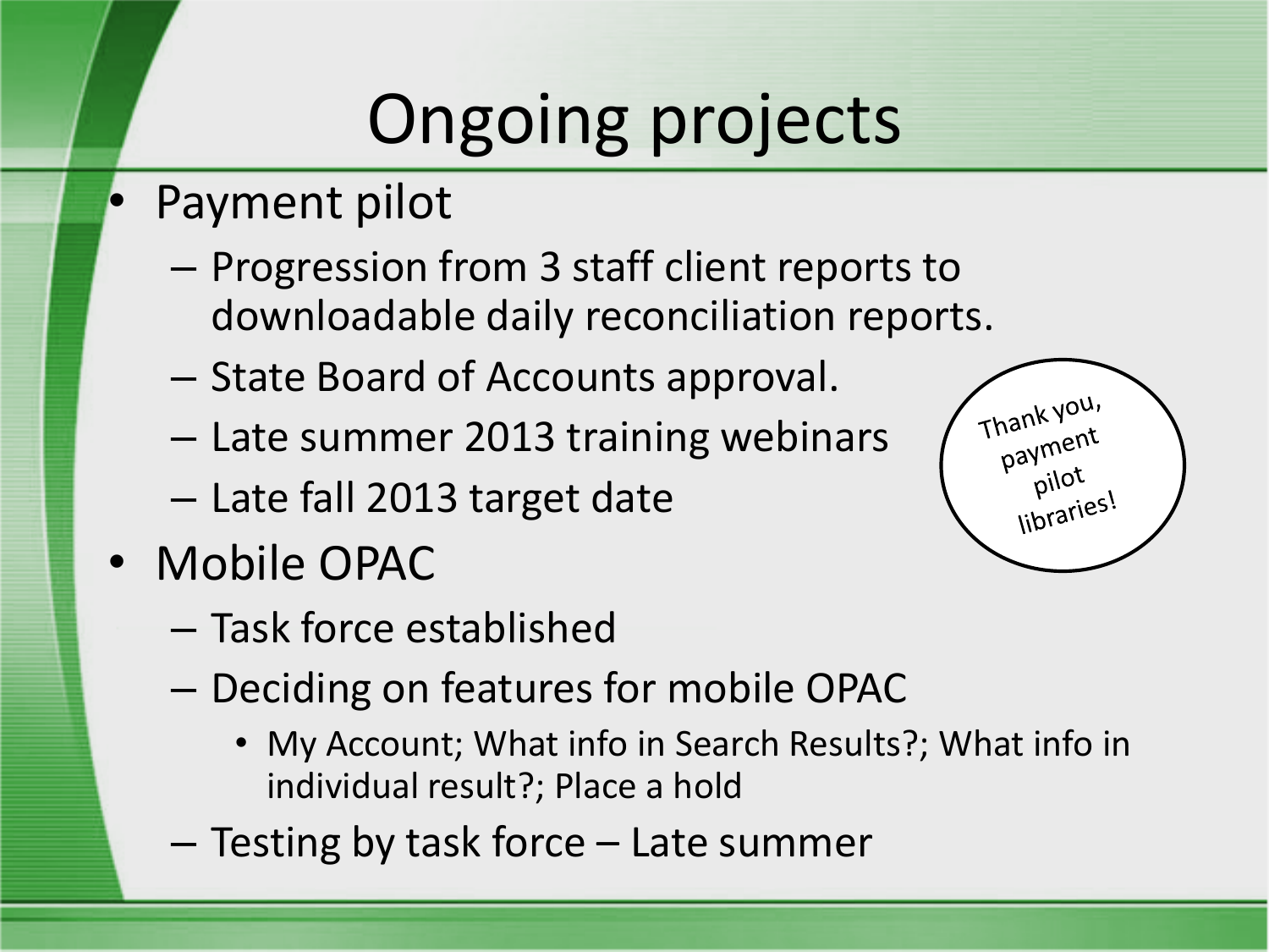# Ongoing projects

- Payment pilot
  - Progression from 3 staff client reports to downloadable daily reconciliation reports.
  - State Board of Accounts approval.
  - Late summer 2013 training webinars
  - Late fall 2013 target date
- Mobile OPAC
  - Task force established
  - Deciding on features for mobile OPAC
    - My Account; What info in Search Results?; What info in individual result?; Place a hold
  - Testing by task force – Late summer

Thank you, payment pilot libraries!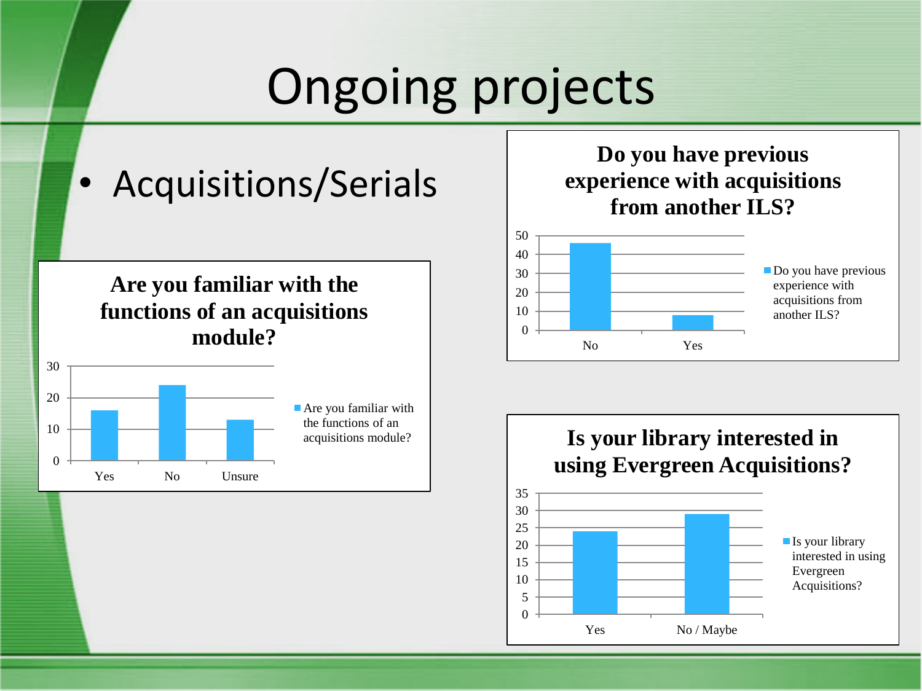# Ongoing projects

- Acquisitions/Serials

**Are you familiar with the functions of an acquisitions module?**

30
20
10
0

Yes
No
Unsure

Are you familiar with the functions of an acquisitions module?

**Do you have previous experience with acquisitions from another ILS?**

50
40
30
20
10
0

No
Yes

Do you have previous experience with acquisitions from another ILS?

**Is your library interested in using Evergreen Acquisitions?**

35
30
25
20
15
10
5
0

Yes
No / Maybe

Is your library interested in using Evergreen Acquisitions?